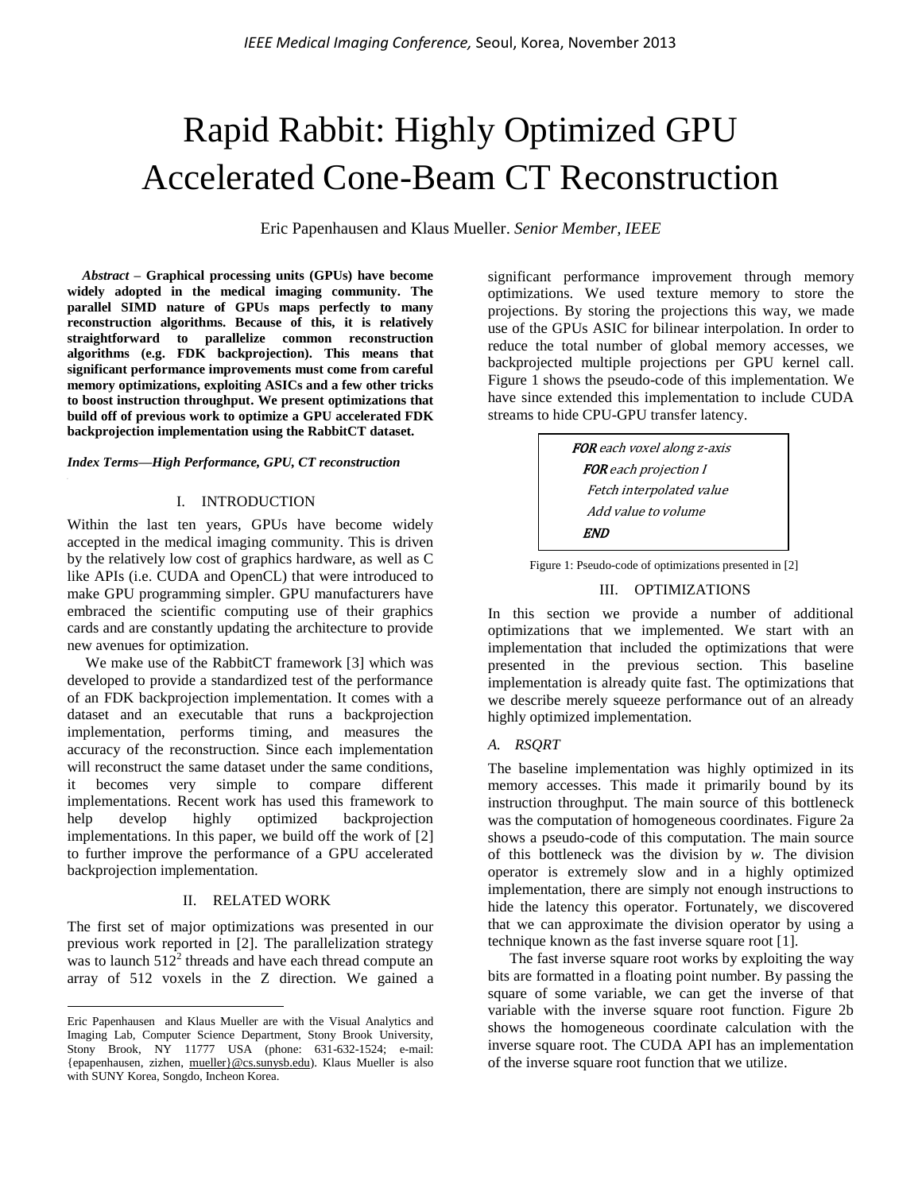# Rapid Rabbit: Highly Optimized GPU Accelerated Cone-Beam CT Reconstruction

Eric Papenhausen and Klaus Mueller. *Senior Member, IEEE*

***Abstract*** **– Graphical processing units (GPUs) have become widely adopted in the medical imaging community. The parallel SIMD nature of GPUs maps perfectly to many reconstruction algorithms. Because of this, it is relatively straightforward to parallelize common reconstruction algorithms (e.g. FDK backprojection). This means that significant performance improvements must come from careful memory optimizations, exploiting ASICs and a few other tricks to boost instruction throughput. We present optimizations that build off of previous work to optimize a GPU accelerated FDK backprojection implementation using the RabbitCT dataset.**

***Index Terms—High Performance, GPU, CT reconstruction***

## I. INTRODUCTION

Within the last ten years, GPUs have become widely accepted in the medical imaging community. This is driven by the relatively low cost of graphics hardware, as well as C like APIs (i.e. CUDA and OpenCL) that were introduced to make GPU programming simpler. GPU manufacturers have embraced the scientific computing use of their graphics cards and are constantly updating the architecture to provide new avenues for optimization.

We make use of the RabbitCT framework [3] which was developed to provide a standardized test of the performance of an FDK backprojection implementation. It comes with a dataset and an executable that runs a backprojection implementation, performs timing, and measures the accuracy of the reconstruction. Since each implementation will reconstruct the same dataset under the same conditions, it becomes very simple to compare different implementations. Recent work has used this framework to help develop highly optimized backprojection implementations. In this paper, we build off the work of [2] to further improve the performance of a GPU accelerated backprojection implementation.

## II. RELATED WORK

The first set of major optimizations was presented in our previous work reported in [2]. The parallelization strategy was to launch $512^2$ threads and have each thread compute an array of 512 voxels in the Z direction. We gained a significant performance improvement through memory optimizations. We used texture memory to store the projections. By storing the projections this way, we made use of the GPUs ASIC for bilinear interpolation. In order to reduce the total number of global memory accesses, we backprojected multiple projections per GPU kernel call. Figure 1 shows the pseudo-code of this implementation. We have since extended this implementation to include CUDA streams to hide CPU-GPU transfer latency.

```
FOR each voxel along z-axis
  FOR each projection I
    Fetch interpolated value
    Add value to volume
  END
```

Figure 1: Pseudo-code of optimizations presented in [2]

## III. OPTIMIZATIONS

In this section we provide a number of additional optimizations that we implemented. We start with an implementation that included the optimizations that were presented in the previous section. This baseline implementation is already quite fast. The optimizations that we describe merely squeeze performance out of an already highly optimized implementation.

### *A. RSQRT*

The baseline implementation was highly optimized in its memory accesses. This made it primarily bound by its instruction throughput. The main source of this bottleneck was the computation of homogeneous coordinates. Figure 2a shows a pseudo-code of this computation. The main source of this bottleneck was the division by *w*. The division operator is extremely slow and in a highly optimized implementation, there are simply not enough instructions to hide the latency this operator. Fortunately, we discovered that we can approximate the division operator by using a technique known as the fast inverse square root [1].

The fast inverse square root works by exploiting the way bits are formatted in a floating point number. By passing the square of some variable, we can get the inverse of that variable with the inverse square root function. Figure 2b shows the homogeneous coordinate calculation with the inverse square root. The CUDA API has an implementation of the inverse square root function that we utilize.

---

Eric Papenhausen and Klaus Mueller are with the Visual Analytics and Imaging Lab, Computer Science Department, Stony Brook University, Stony Brook, NY 11777 USA (phone: 631-632-1524; e-mail: {epapenhausen, zizhen, mueller}@cs.sunysb.edu). Klaus Mueller is also with SUNY Korea, Songdo, Incheon Korea.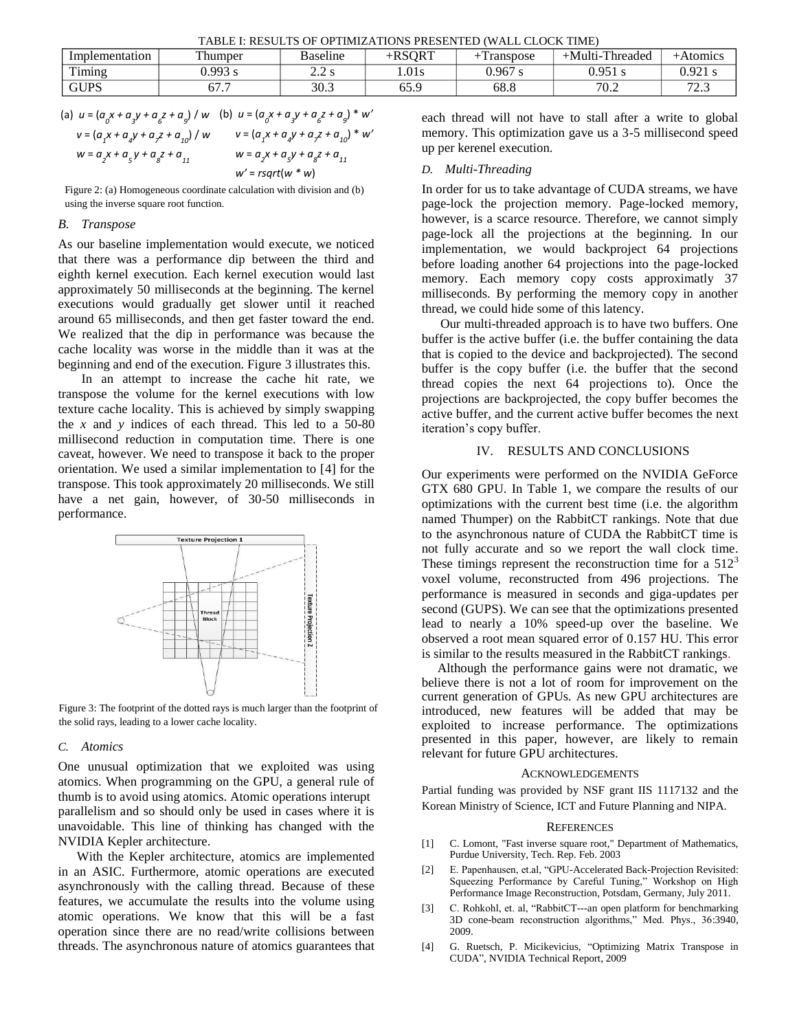TABLE I: RESULTS OF OPTIMIZATIONS PRESENTED (WALL CLOCK TIME)

| Implementation | Thumper | Baseline | +RSQRT | +Transpose | +Multi-Threaded | +Atomics |
| --- | --- | --- | --- | --- | --- | --- |
| Timing | 0.993 s | 2.2 s | 1.01s | 0.967 s | 0.951 s | 0.921 s |
| GUPS | 67.7 | 30.3 | 65.9 | 68.8 | 70.2 | 72.3 |

(a) $u = (a_0x + a_3y + a_6z + a_9) / w$
$v = (a_1x + a_4y + a_7z + a_{10}) / w$
$w = a_2x + a_5y + a_8z + a_{11}$

(b) $u = (a_0x + a_3y + a_6z + a_9) * w'$
$v = (a_1x + a_4y + a_7z + a_{10}) * w'$
$w = a_2x + a_5y + a_8z + a_{11}$
$w' = rsqrt(w * w)$

Figure 2: (a) Homogeneous coordinate calculation with division and (b) using the inverse square root function.

### *B. Transpose*

As our baseline implementation would execute, we noticed that there was a performance dip between the third and eighth kernel execution. Each kernel execution would last approximately 50 milliseconds at the beginning. The kernel executions would gradually get slower until it reached around 65 milliseconds, and then get faster toward the end. We realized that the dip in performance was because the cache locality was worse in the middle than it was at the beginning and end of the execution. Figure 3 illustrates this.

In an attempt to increase the cache hit rate, we transpose the volume for the kernel executions with low texture cache locality. This is achieved by simply swapping the *x* and *y* indices of each thread. This led to a 50-80 millisecond reduction in computation time. There is one caveat, however. We need to transpose it back to the proper orientation. We used a similar implementation to [4] for the transpose. This took approximately 20 milliseconds. We still have a net gain, however, of 30-50 milliseconds in performance.

Texture Projection 1

Thread Block

Texture Projection 2

Figure 3: The footprint of the dotted rays is much larger than the footprint of the solid rays, leading to a lower cache locality.

### *C. Atomics*

One unusual optimization that we exploited was using atomics. When programming on the GPU, a general rule of thumb is to avoid using atomics. Atomic operations interupt parallelism and so should only be used in cases where it is unavoidable. This line of thinking has changed with the NVIDIA Kepler architecture.

With the Kepler architecture, atomics are implemented in an ASIC. Furthermore, atomic operations are executed asynchronously with the calling thread. Because of these features, we accumulate the results into the volume using atomic operations. We know that this will be a fast operation since there are no read/write collisions between threads. The asynchronous nature of atomics guarantees that each thread will not have to stall after a write to global memory. This optimization gave us a 3-5 millisecond speed up per kerenel execution.

### *D. Multi-Threading*

In order for us to take advantage of CUDA streams, we have page-lock the projection memory. Page-locked memory, however, is a scarce resource. Therefore, we cannot simply page-lock all the projections at the beginning. In our implementation, we would backproject 64 projections before loading another 64 projections into the page-locked memory. Each memory copy costs approximatly 37 milliseconds. By performing the memory copy in another thread, we could hide some of this latency.

Our multi-threaded approach is to have two buffers. One buffer is the active buffer (i.e. the buffer containing the data that is copied to the device and backprojected). The second buffer is the copy buffer (i.e. the buffer that the second thread copies the next 64 projections to). Once the projections are backprojected, the copy buffer becomes the active buffer, and the current active buffer becomes the next iteration's copy buffer.

## IV. RESULTS AND CONCLUSIONS

Our experiments were performed on the NVIDIA GeForce GTX 680 GPU. In Table 1, we compare the results of our optimizations with the current best time (i.e. the algorithm named Thumper) on the RabbitCT rankings. Note that due to the asynchronous nature of CUDA the RabbitCT time is not fully accurate and so we report the wall clock time. These timings represent the reconstruction time for a $512^3$ voxel volume, reconstructed from 496 projections. The performance is measured in seconds and giga-updates per second (GUPS). We can see that the optimizations presented lead to nearly a 10% speed-up over the baseline. We observed a root mean squared error of 0.157 HU. This error is similar to the results measured in the RabbitCT rankings.

Although the performance gains were not dramatic, we believe there is not a lot of room for improvement on the current generation of GPUs. As new GPU architectures are introduced, new features will be added that may be exploited to increase performance. The optimizations presented in this paper, however, are likely to remain relevant for future GPU architectures.

## ACKNOWLEDGEMENTS

Partial funding was provided by NSF grant IIS 1117132 and the Korean Ministry of Science, ICT and Future Planning and NIPA.

## REFERENCES

[1] C. Lomont, "Fast inverse square root," Department of Mathematics, Purdue University, Tech. Rep. Feb. 2003

[2] E. Papenhausen, et.al, "GPU-Accelerated Back-Projection Revisited: Squeezing Performance by Careful Tuning," Workshop on High Performance Image Reconstruction, Potsdam, Germany, July 2011.

[3] C. Rohkohl, et. al, "RabbitCT---an open platform for benchmarking 3D cone-beam reconstruction algorithms," Med. Phys., 36:3940, 2009.

[4] G. Ruetsch, P. Micikevicius, "Optimizing Matrix Transpose in CUDA", NVIDIA Technical Report, 2009